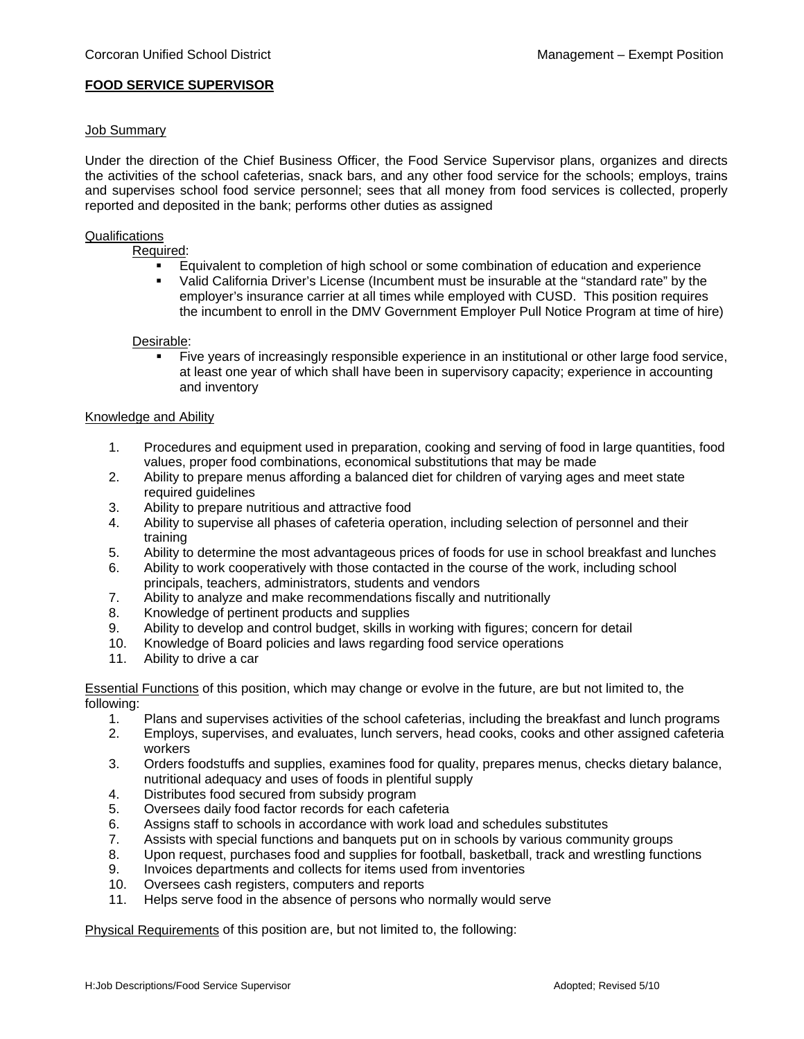Corcoran Unified School District — Management – Exempt Position

# FOOD SERVICE SUPERVISOR

## Job Summary

Under the direction of the Chief Business Officer, the Food Service Supervisor plans, organizes and directs the activities of the school cafeterias, snack bars, and any other food service for the schools; employs, trains and supervises school food service personnel; sees that all money from food services is collected, properly reported and deposited in the bank; performs other duties as assigned

## Qualifications

Required:

- Equivalent to completion of high school or some combination of education and experience
- Valid California Driver's License (Incumbent must be insurable at the "standard rate" by the employer's insurance carrier at all times while employed with CUSD. This position requires the incumbent to enroll in the DMV Government Employer Pull Notice Program at time of hire)

Desirable:

- Five years of increasingly responsible experience in an institutional or other large food service, at least one year of which shall have been in supervisory capacity; experience in accounting and inventory

## Knowledge and Ability

1. Procedures and equipment used in preparation, cooking and serving of food in large quantities, food values, proper food combinations, economical substitutions that may be made
2. Ability to prepare menus affording a balanced diet for children of varying ages and meet state required guidelines
3. Ability to prepare nutritious and attractive food
4. Ability to supervise all phases of cafeteria operation, including selection of personnel and their training
5. Ability to determine the most advantageous prices of foods for use in school breakfast and lunches
6. Ability to work cooperatively with those contacted in the course of the work, including school principals, teachers, administrators, students and vendors
7. Ability to analyze and make recommendations fiscally and nutritionally
8. Knowledge of pertinent products and supplies
9. Ability to develop and control budget, skills in working with figures; concern for detail
10. Knowledge of Board policies and laws regarding food service operations
11. Ability to drive a car

Essential Functions of this position, which may change or evolve in the future, are but not limited to, the following:

1. Plans and supervises activities of the school cafeterias, including the breakfast and lunch programs
2. Employs, supervises, and evaluates, lunch servers, head cooks, cooks and other assigned cafeteria workers
3. Orders foodstuffs and supplies, examines food for quality, prepares menus, checks dietary balance, nutritional adequacy and uses of foods in plentiful supply
4. Distributes food secured from subsidy program
5. Oversees daily food factor records for each cafeteria
6. Assigns staff to schools in accordance with work load and schedules substitutes
7. Assists with special functions and banquets put on in schools by various community groups
8. Upon request, purchases food and supplies for football, basketball, track and wrestling functions
9. Invoices departments and collects for items used from inventories
10. Oversees cash registers, computers and reports
11. Helps serve food in the absence of persons who normally would serve

Physical Requirements of this position are, but not limited to, the following: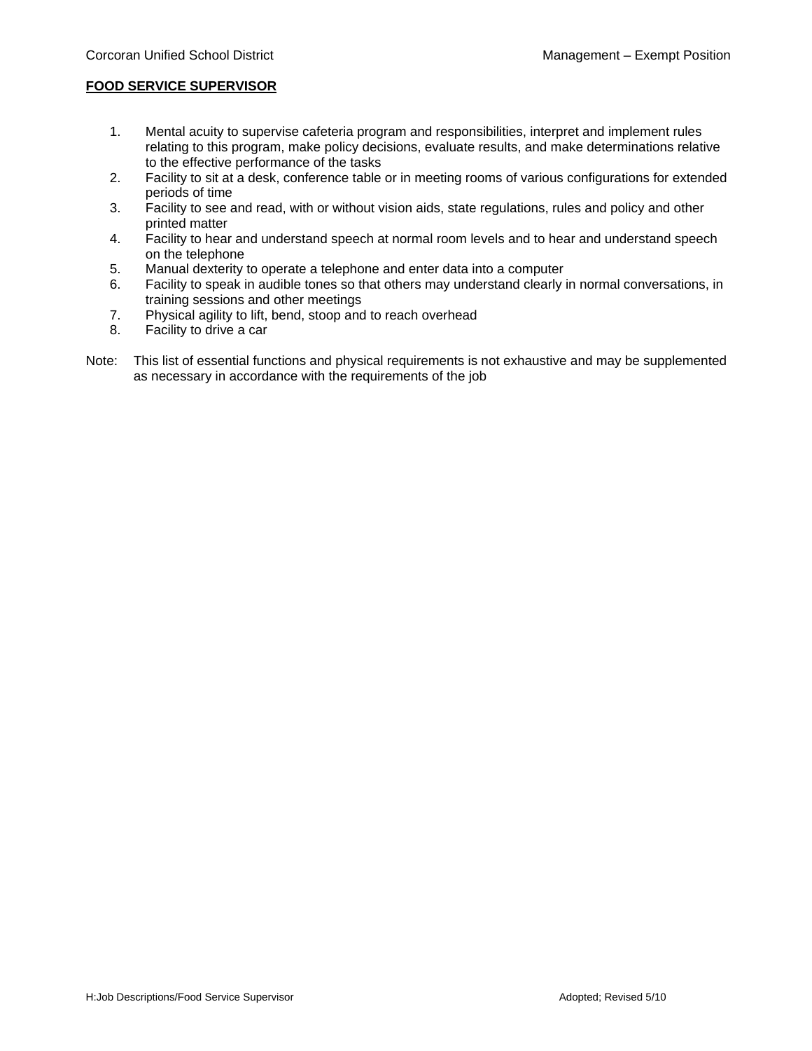**FOOD SERVICE SUPERVISOR**

1. Mental acuity to supervise cafeteria program and responsibilities, interpret and implement rules relating to this program, make policy decisions, evaluate results, and make determinations relative to the effective performance of the tasks
2. Facility to sit at a desk, conference table or in meeting rooms of various configurations for extended periods of time
3. Facility to see and read, with or without vision aids, state regulations, rules and policy and other printed matter
4. Facility to hear and understand speech at normal room levels and to hear and understand speech on the telephone
5. Manual dexterity to operate a telephone and enter data into a computer
6. Facility to speak in audible tones so that others may understand clearly in normal conversations, in training sessions and other meetings
7. Physical agility to lift, bend, stoop and to reach overhead
8. Facility to drive a car

Note: This list of essential functions and physical requirements is not exhaustive and may be supplemented as necessary in accordance with the requirements of the job